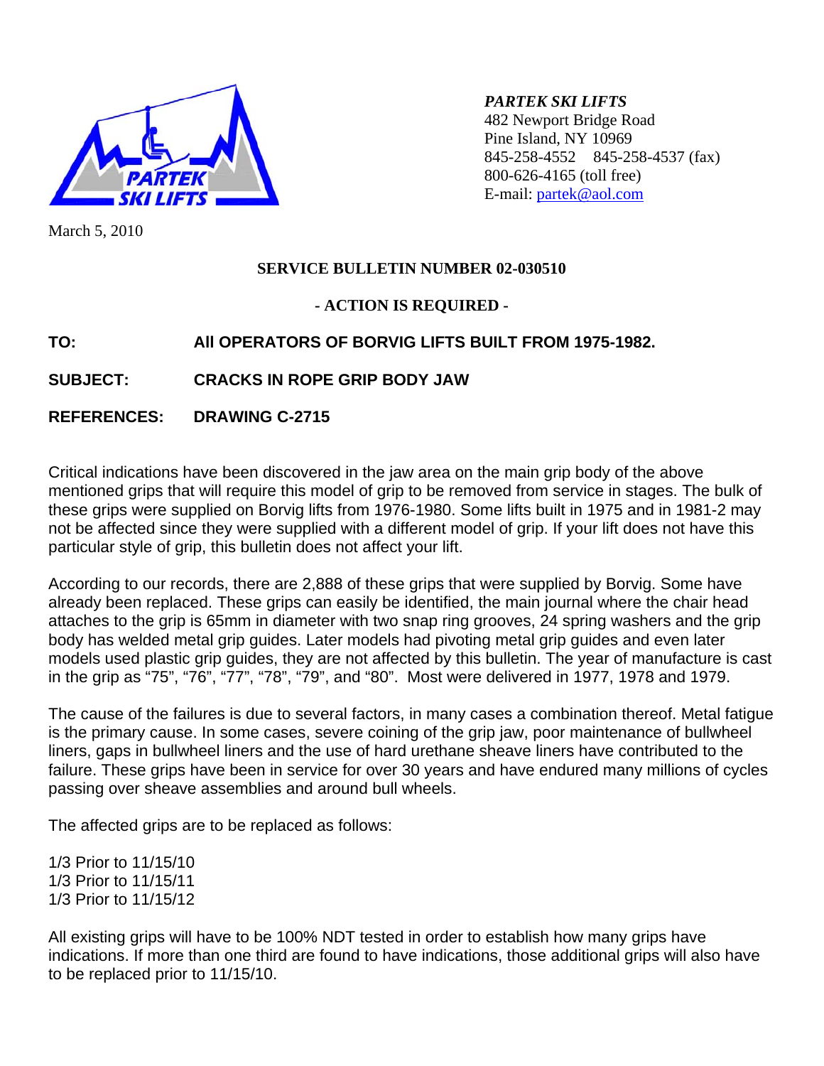***PARTEK SKI LIFTS***
482 Newport Bridge Road
Pine Island, NY 10969
845-258-4552 845-258-4537 (fax)
800-626-4165 (toll free)
E-mail: partek@aol.com

March 5, 2010

**SERVICE BULLETIN NUMBER 02-030510**

**- ACTION IS REQUIRED -**

**TO:** **All OPERATORS OF BORVIG LIFTS BUILT FROM 1975-1982.**

**SUBJECT:** **CRACKS IN ROPE GRIP BODY JAW**

**REFERENCES:** **DRAWING C-2715**

Critical indications have been discovered in the jaw area on the main grip body of the above mentioned grips that will require this model of grip to be removed from service in stages. The bulk of these grips were supplied on Borvig lifts from 1976-1980. Some lifts built in 1975 and in 1981-2 may not be affected since they were supplied with a different model of grip. If your lift does not have this particular style of grip, this bulletin does not affect your lift.

According to our records, there are 2,888 of these grips that were supplied by Borvig. Some have already been replaced. These grips can easily be identified, the main journal where the chair head attaches to the grip is 65mm in diameter with two snap ring grooves, 24 spring washers and the grip body has welded metal grip guides. Later models had pivoting metal grip guides and even later models used plastic grip guides, they are not affected by this bulletin. The year of manufacture is cast in the grip as "75", "76", "77", "78", "79", and "80". Most were delivered in 1977, 1978 and 1979.

The cause of the failures is due to several factors, in many cases a combination thereof. Metal fatigue is the primary cause. In some cases, severe coining of the grip jaw, poor maintenance of bullwheel liners, gaps in bullwheel liners and the use of hard urethane sheave liners have contributed to the failure. These grips have been in service for over 30 years and have endured many millions of cycles passing over sheave assemblies and around bull wheels.

The affected grips are to be replaced as follows:

1/3 Prior to 11/15/10
1/3 Prior to 11/15/11
1/3 Prior to 11/15/12

All existing grips will have to be 100% NDT tested in order to establish how many grips have indications. If more than one third are found to have indications, those additional grips will also have to be replaced prior to 11/15/10.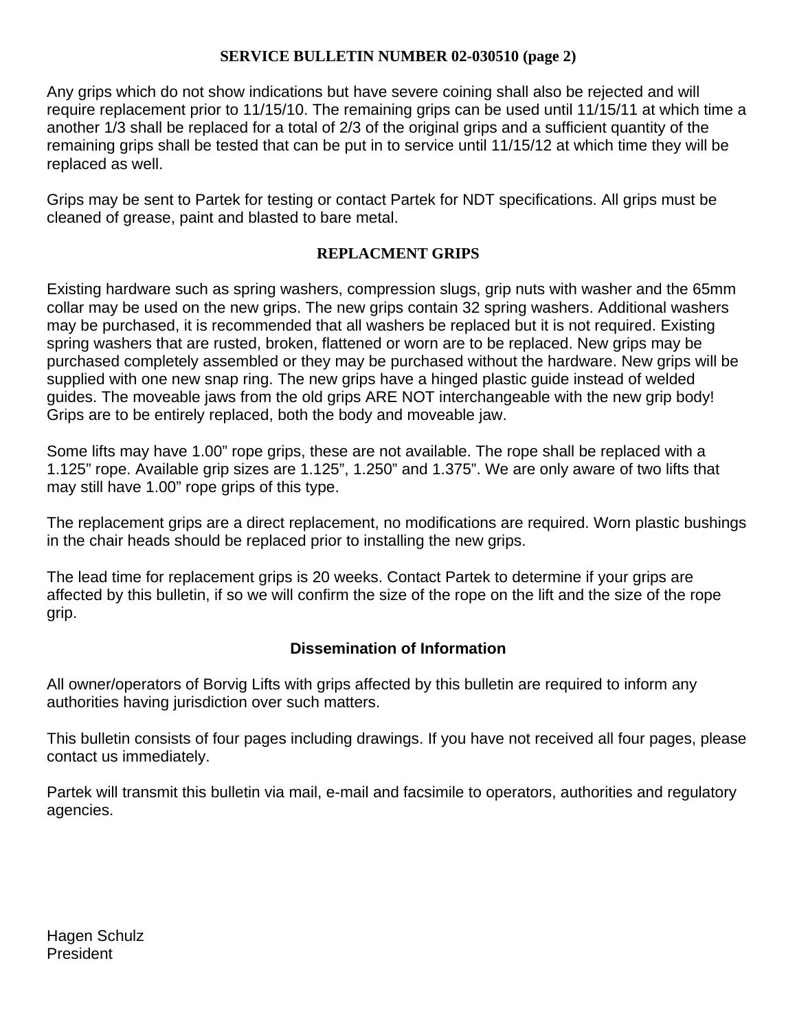**SERVICE BULLETIN NUMBER 02-030510 (page 2)**

Any grips which do not show indications but have severe coining shall also be rejected and will require replacement prior to 11/15/10. The remaining grips can be used until 11/15/11 at which time a another 1/3 shall be replaced for a total of 2/3 of the original grips and a sufficient quantity of the remaining grips shall be tested that can be put in to service until 11/15/12 at which time they will be replaced as well.

Grips may be sent to Partek for testing or contact Partek for NDT specifications. All grips must be cleaned of grease, paint and blasted to bare metal.

## REPLACMENT GRIPS

Existing hardware such as spring washers, compression slugs, grip nuts with washer and the 65mm collar may be used on the new grips. The new grips contain 32 spring washers. Additional washers may be purchased, it is recommended that all washers be replaced but it is not required. Existing spring washers that are rusted, broken, flattened or worn are to be replaced. New grips may be purchased completely assembled or they may be purchased without the hardware. New grips will be supplied with one new snap ring. The new grips have a hinged plastic guide instead of welded guides. The moveable jaws from the old grips ARE NOT interchangeable with the new grip body! Grips are to be entirely replaced, both the body and moveable jaw.

Some lifts may have 1.00" rope grips, these are not available. The rope shall be replaced with a 1.125" rope. Available grip sizes are 1.125", 1.250" and 1.375". We are only aware of two lifts that may still have 1.00" rope grips of this type.

The replacement grips are a direct replacement, no modifications are required. Worn plastic bushings in the chair heads should be replaced prior to installing the new grips.

The lead time for replacement grips is 20 weeks. Contact Partek to determine if your grips are affected by this bulletin, if so we will confirm the size of the rope on the lift and the size of the rope grip.

## Dissemination of Information

All owner/operators of Borvig Lifts with grips affected by this bulletin are required to inform any authorities having jurisdiction over such matters.

This bulletin consists of four pages including drawings. If you have not received all four pages, please contact us immediately.

Partek will transmit this bulletin via mail, e-mail and facsimile to operators, authorities and regulatory agencies.

Hagen Schulz
President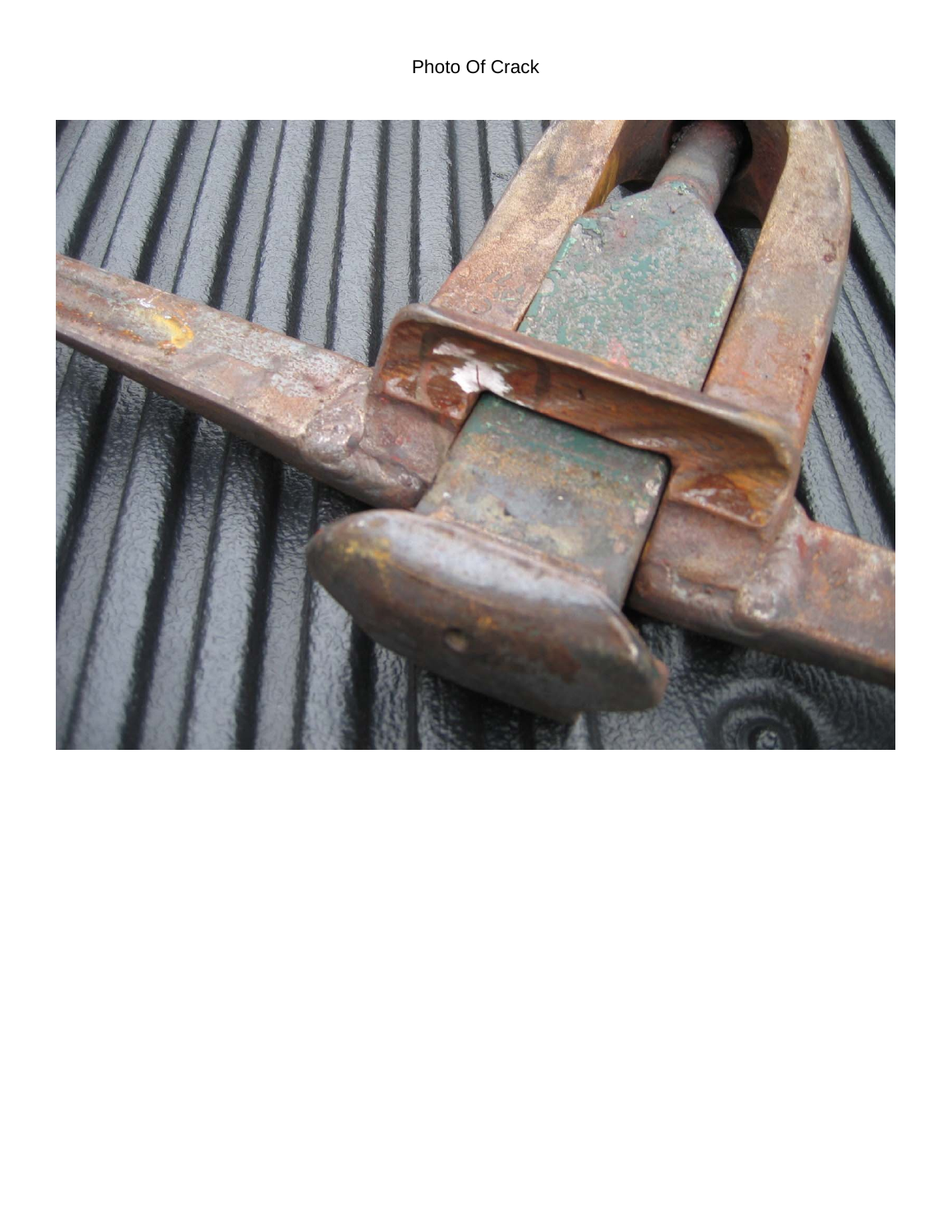Photo Of Crack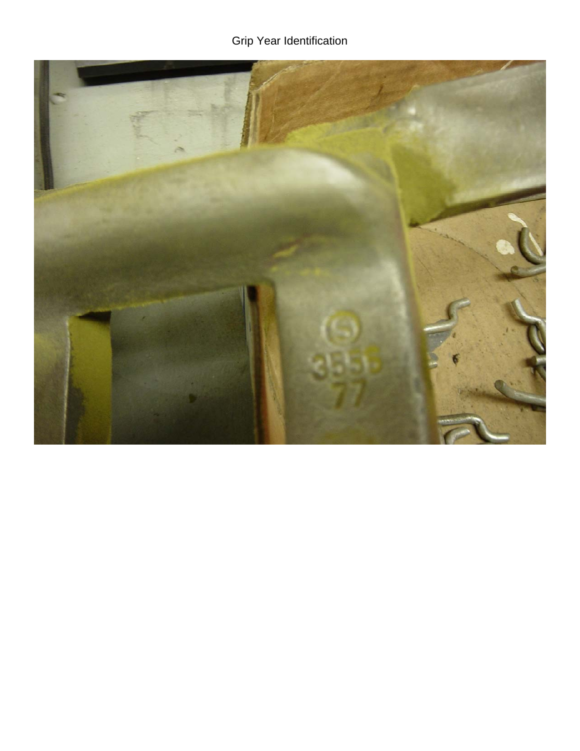Grip Year Identification